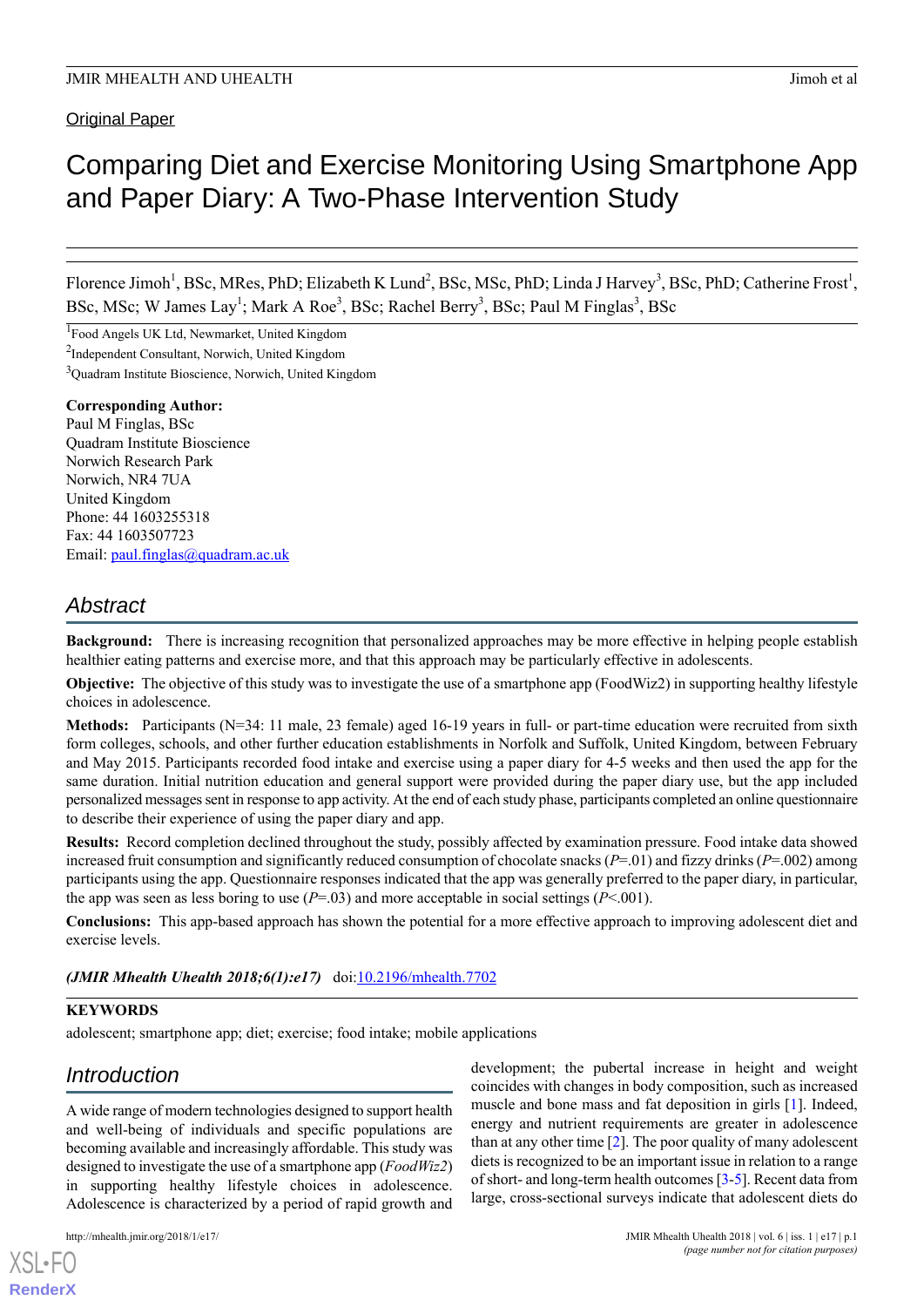Original Paper

# Comparing Diet and Exercise Monitoring Using Smartphone App and Paper Diary: A Two-Phase Intervention Study

Florence Jimoh[1], BSc, MRes, PhD; Elizabeth K Lund[2], BSc, MSc, PhD; Linda J Harvey[3], BSc, PhD; Catherine Frost[1], BSc, MSc; W James Lay[1]; Mark A Roe[3], BSc; Rachel Berry[3], BSc; Paul M Finglas[3], BSc

[1]Food Angels UK Ltd, Newmarket, United Kingdom

[2]Independent Consultant, Norwich, United Kingdom

[3]Quadram Institute Bioscience, Norwich, United Kingdom

**Corresponding Author:**
Paul M Finglas, BSc
Quadram Institute Bioscience
Norwich Research Park
Norwich, NR4 7UA
United Kingdom
Phone: 44 1603255318
Fax: 44 1603507723
Email: paul.finglas@quadram.ac.uk

## Abstract

**Background:** There is increasing recognition that personalized approaches may be more effective in helping people establish healthier eating patterns and exercise more, and that this approach may be particularly effective in adolescents.

**Objective:** The objective of this study was to investigate the use of a smartphone app (FoodWiz2) in supporting healthy lifestyle choices in adolescence.

**Methods:** Participants (N=34: 11 male, 23 female) aged 16-19 years in full- or part-time education were recruited from sixth form colleges, schools, and other further education establishments in Norfolk and Suffolk, United Kingdom, between February and May 2015. Participants recorded food intake and exercise using a paper diary for 4-5 weeks and then used the app for the same duration. Initial nutrition education and general support were provided during the paper diary use, but the app included personalized messages sent in response to app activity. At the end of each study phase, participants completed an online questionnaire to describe their experience of using the paper diary and app.

**Results:** Record completion declined throughout the study, possibly affected by examination pressure. Food intake data showed increased fruit consumption and significantly reduced consumption of chocolate snacks ($P$=.01) and fizzy drinks ($P$=.002) among participants using the app. Questionnaire responses indicated that the app was generally preferred to the paper diary, in particular, the app was seen as less boring to use ($P$=.03) and more acceptable in social settings ($P$<.001).

**Conclusions:** This app-based approach has shown the potential for a more effective approach to improving adolescent diet and exercise levels.

***(JMIR Mhealth Uhealth 2018;6(1):e17)*** doi:10.2196/mhealth.7702

**KEYWORDS**

adolescent; smartphone app; diet; exercise; food intake; mobile applications

## Introduction

A wide range of modern technologies designed to support health and well-being of individuals and specific populations are becoming available and increasingly affordable. This study was designed to investigate the use of a smartphone app (*FoodWiz2*) in supporting healthy lifestyle choices in adolescence. Adolescence is characterized by a period of rapid growth and development; the pubertal increase in height and weight coincides with changes in body composition, such as increased muscle and bone mass and fat deposition in girls [1]. Indeed, energy and nutrient requirements are greater in adolescence than at any other time [2]. The poor quality of many adolescent diets is recognized to be an important issue in relation to a range of short- and long-term health outcomes [3-5]. Recent data from large, cross-sectional surveys indicate that adolescent diets do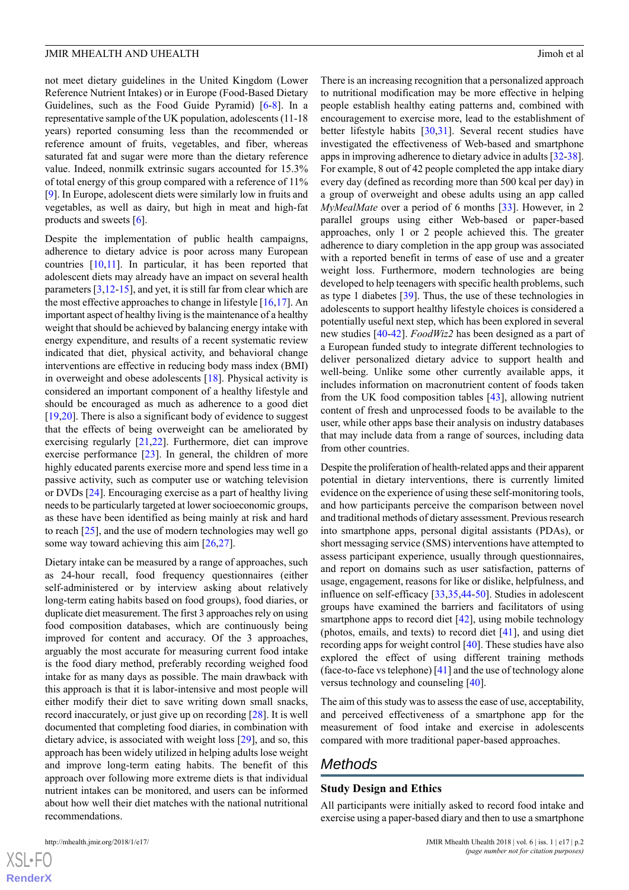not meet dietary guidelines in the United Kingdom (Lower Reference Nutrient Intakes) or in Europe (Food-Based Dietary Guidelines, such as the Food Guide Pyramid) [6-8]. In a representative sample of the UK population, adolescents (11-18 years) reported consuming less than the recommended or reference amount of fruits, vegetables, and fiber, whereas saturated fat and sugar were more than the dietary reference value. Indeed, nonmilk extrinsic sugars accounted for 15.3% of total energy of this group compared with a reference of 11% [9]. In Europe, adolescent diets were similarly low in fruits and vegetables, as well as dairy, but high in meat and high-fat products and sweets [6].

Despite the implementation of public health campaigns, adherence to dietary advice is poor across many European countries [10,11]. In particular, it has been reported that adolescent diets may already have an impact on several health parameters [3,12-15], and yet, it is still far from clear which are the most effective approaches to change in lifestyle [16,17]. An important aspect of healthy living is the maintenance of a healthy weight that should be achieved by balancing energy intake with energy expenditure, and results of a recent systematic review indicated that diet, physical activity, and behavioral change interventions are effective in reducing body mass index (BMI) in overweight and obese adolescents [18]. Physical activity is considered an important component of a healthy lifestyle and should be encouraged as much as adherence to a good diet [19,20]. There is also a significant body of evidence to suggest that the effects of being overweight can be ameliorated by exercising regularly [21,22]. Furthermore, diet can improve exercise performance [23]. In general, the children of more highly educated parents exercise more and spend less time in a passive activity, such as computer use or watching television or DVDs [24]. Encouraging exercise as a part of healthy living needs to be particularly targeted at lower socioeconomic groups, as these have been identified as being mainly at risk and hard to reach [25], and the use of modern technologies may well go some way toward achieving this aim [26,27].

Dietary intake can be measured by a range of approaches, such as 24-hour recall, food frequency questionnaires (either self-administered or by interview asking about relatively long-term eating habits based on food groups), food diaries, or duplicate diet measurement. The first 3 approaches rely on using food composition databases, which are continuously being improved for content and accuracy. Of the 3 approaches, arguably the most accurate for measuring current food intake is the food diary method, preferably recording weighed food intake for as many days as possible. The main drawback with this approach is that it is labor-intensive and most people will either modify their diet to save writing down small snacks, record inaccurately, or just give up on recording [28]. It is well documented that completing food diaries, in combination with dietary advice, is associated with weight loss [29], and so, this approach has been widely utilized in helping adults lose weight and improve long-term eating habits. The benefit of this approach over following more extreme diets is that individual nutrient intakes can be monitored, and users can be informed about how well their diet matches with the national nutritional recommendations.

There is an increasing recognition that a personalized approach to nutritional modification may be more effective in helping people establish healthy eating patterns and, combined with encouragement to exercise more, lead to the establishment of better lifestyle habits [30,31]. Several recent studies have investigated the effectiveness of Web-based and smartphone apps in improving adherence to dietary advice in adults [32-38]. For example, 8 out of 42 people completed the app intake diary every day (defined as recording more than 500 kcal per day) in a group of overweight and obese adults using an app called *MyMealMate* over a period of 6 months [33]. However, in 2 parallel groups using either Web-based or paper-based approaches, only 1 or 2 people achieved this. The greater adherence to diary completion in the app group was associated with a reported benefit in terms of ease of use and a greater weight loss. Furthermore, modern technologies are being developed to help teenagers with specific health problems, such as type 1 diabetes [39]. Thus, the use of these technologies in adolescents to support healthy lifestyle choices is considered a potentially useful next step, which has been explored in several new studies [40-42]. *FoodWiz2* has been designed as a part of a European funded study to integrate different technologies to deliver personalized dietary advice to support health and well-being. Unlike some other currently available apps, it includes information on macronutrient content of foods taken from the UK food composition tables [43], allowing nutrient content of fresh and unprocessed foods to be available to the user, while other apps base their analysis on industry databases that may include data from a range of sources, including data from other countries.

Despite the proliferation of health-related apps and their apparent potential in dietary interventions, there is currently limited evidence on the experience of using these self-monitoring tools, and how participants perceive the comparison between novel and traditional methods of dietary assessment. Previous research into smartphone apps, personal digital assistants (PDAs), or short messaging service (SMS) interventions have attempted to assess participant experience, usually through questionnaires, and report on domains such as user satisfaction, patterns of usage, engagement, reasons for like or dislike, helpfulness, and influence on self-efficacy [33,35,44-50]. Studies in adolescent groups have examined the barriers and facilitators of using smartphone apps to record diet [42], using mobile technology (photos, emails, and texts) to record diet [41], and using diet recording apps for weight control [40]. These studies have also explored the effect of using different training methods (face-to-face vs telephone) [41] and the use of technology alone versus technology and counseling [40].

The aim of this study was to assess the ease of use, acceptability, and perceived effectiveness of a smartphone app for the measurement of food intake and exercise in adolescents compared with more traditional paper-based approaches.

# Methods

## Study Design and Ethics

All participants were initially asked to record food intake and exercise using a paper-based diary and then to use a smartphone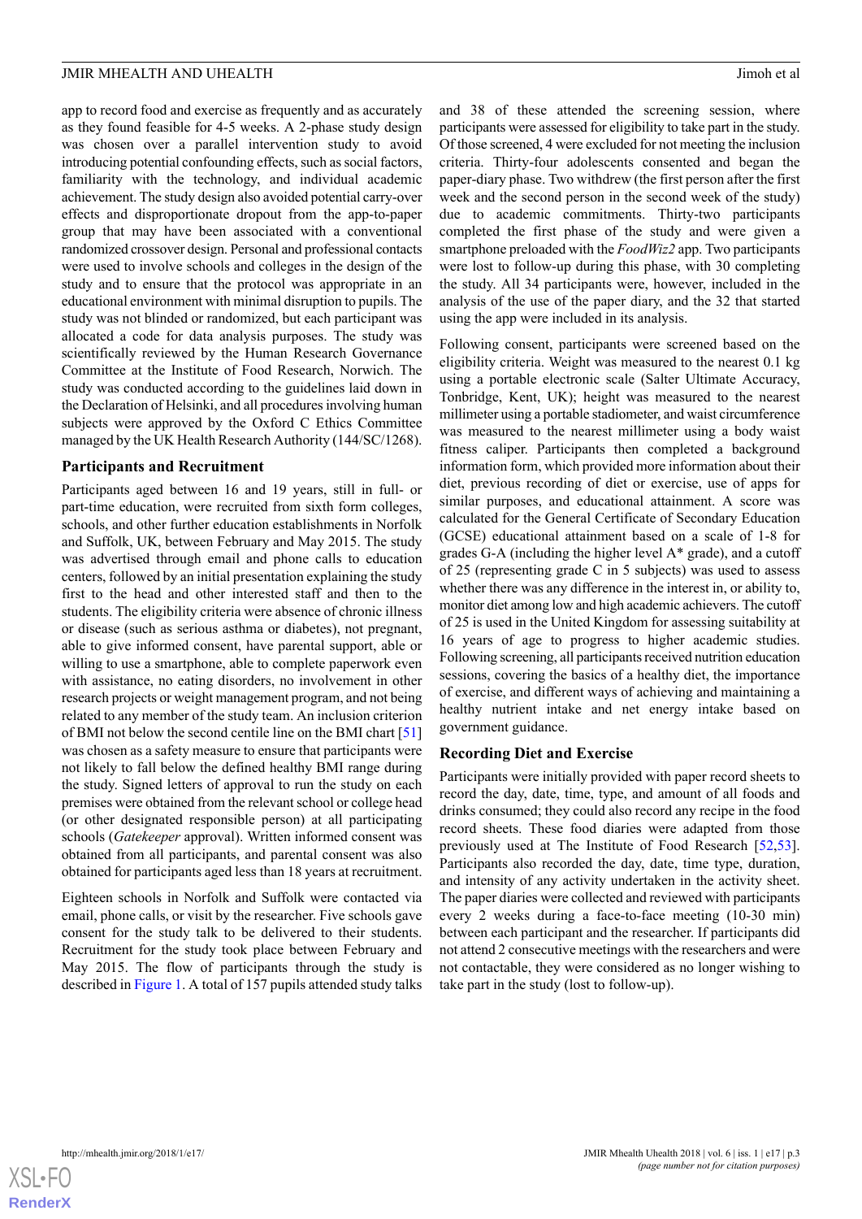app to record food and exercise as frequently and as accurately as they found feasible for 4-5 weeks. A 2-phase study design was chosen over a parallel intervention study to avoid introducing potential confounding effects, such as social factors, familiarity with the technology, and individual academic achievement. The study design also avoided potential carry-over effects and disproportionate dropout from the app-to-paper group that may have been associated with a conventional randomized crossover design. Personal and professional contacts were used to involve schools and colleges in the design of the study and to ensure that the protocol was appropriate in an educational environment with minimal disruption to pupils. The study was not blinded or randomized, but each participant was allocated a code for data analysis purposes. The study was scientifically reviewed by the Human Research Governance Committee at the Institute of Food Research, Norwich. The study was conducted according to the guidelines laid down in the Declaration of Helsinki, and all procedures involving human subjects were approved by the Oxford C Ethics Committee managed by the UK Health Research Authority (144/SC/1268).

### Participants and Recruitment

Participants aged between 16 and 19 years, still in full- or part-time education, were recruited from sixth form colleges, schools, and other further education establishments in Norfolk and Suffolk, UK, between February and May 2015. The study was advertised through email and phone calls to education centers, followed by an initial presentation explaining the study first to the head and other interested staff and then to the students. The eligibility criteria were absence of chronic illness or disease (such as serious asthma or diabetes), not pregnant, able to give informed consent, have parental support, able or willing to use a smartphone, able to complete paperwork even with assistance, no eating disorders, no involvement in other research projects or weight management program, and not being related to any member of the study team. An inclusion criterion of BMI not below the second centile line on the BMI chart [51] was chosen as a safety measure to ensure that participants were not likely to fall below the defined healthy BMI range during the study. Signed letters of approval to run the study on each premises were obtained from the relevant school or college head (or other designated responsible person) at all participating schools (*Gatekeeper* approval). Written informed consent was obtained from all participants, and parental consent was also obtained for participants aged less than 18 years at recruitment.

Eighteen schools in Norfolk and Suffolk were contacted via email, phone calls, or visit by the researcher. Five schools gave consent for the study talk to be delivered to their students. Recruitment for the study took place between February and May 2015. The flow of participants through the study is described in Figure 1. A total of 157 pupils attended study talks and 38 of these attended the screening session, where participants were assessed for eligibility to take part in the study. Of those screened, 4 were excluded for not meeting the inclusion criteria. Thirty-four adolescents consented and began the paper-diary phase. Two withdrew (the first person after the first week and the second person in the second week of the study) due to academic commitments. Thirty-two participants completed the first phase of the study and were given a smartphone preloaded with the *FoodWiz2* app. Two participants were lost to follow-up during this phase, with 30 completing the study. All 34 participants were, however, included in the analysis of the use of the paper diary, and the 32 that started using the app were included in its analysis.

Following consent, participants were screened based on the eligibility criteria. Weight was measured to the nearest 0.1 kg using a portable electronic scale (Salter Ultimate Accuracy, Tonbridge, Kent, UK); height was measured to the nearest millimeter using a portable stadiometer, and waist circumference was measured to the nearest millimeter using a body waist fitness caliper. Participants then completed a background information form, which provided more information about their diet, previous recording of diet or exercise, use of apps for similar purposes, and educational attainment. A score was calculated for the General Certificate of Secondary Education (GCSE) educational attainment based on a scale of 1-8 for grades G-A (including the higher level A* grade), and a cutoff of 25 (representing grade C in 5 subjects) was used to assess whether there was any difference in the interest in, or ability to, monitor diet among low and high academic achievers. The cutoff of 25 is used in the United Kingdom for assessing suitability at 16 years of age to progress to higher academic studies. Following screening, all participants received nutrition education sessions, covering the basics of a healthy diet, the importance of exercise, and different ways of achieving and maintaining a healthy nutrient intake and net energy intake based on government guidance.

### Recording Diet and Exercise

Participants were initially provided with paper record sheets to record the day, date, time, type, and amount of all foods and drinks consumed; they could also record any recipe in the food record sheets. These food diaries were adapted from those previously used at The Institute of Food Research [52,53]. Participants also recorded the day, date, time type, duration, and intensity of any activity undertaken in the activity sheet. The paper diaries were collected and reviewed with participants every 2 weeks during a face-to-face meeting (10-30 min) between each participant and the researcher. If participants did not attend 2 consecutive meetings with the researchers and were not contactable, they were considered as no longer wishing to take part in the study (lost to follow-up).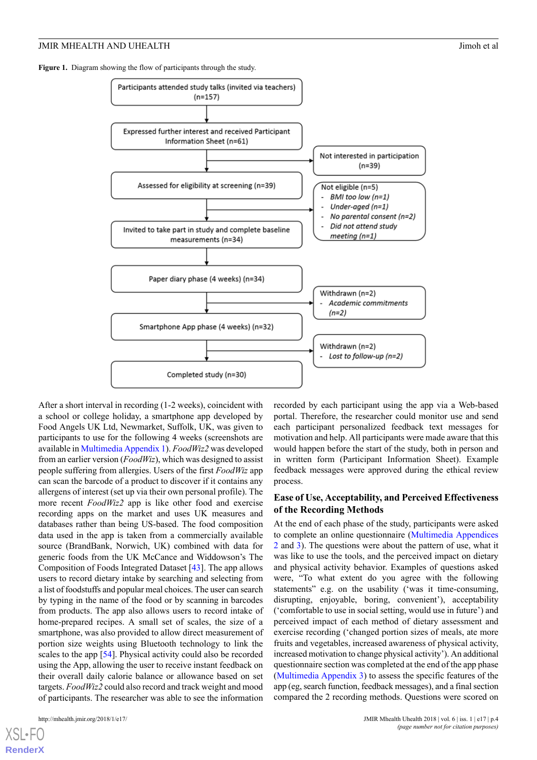**Figure 1.** Diagram showing the flow of participants through the study.

Participants attended study talks (invited via teachers) (n=157)

Expressed further interest and received Participant Information Sheet (n=61)

Not interested in participation (n=39)

Assessed for eligibility at screening (n=39)

Not eligible (n=5)
- *BMI too low (n=1)*
- *Under-aged (n=1)*
- *No parental consent (n=2)*
- *Did not attend study meeting (n=1)*

Invited to take part in study and complete baseline measurements (n=34)

Paper diary phase (4 weeks) (n=34)

Withdrawn (n=2)
- *Academic commitments (n=2)*

Smartphone App phase (4 weeks) (n=32)

Withdrawn (n=2)
- *Lost to follow-up (n=2)*

Completed study (n=30)

After a short interval in recording (1-2 weeks), coincident with a school or college holiday, a smartphone app developed by Food Angels UK Ltd, Newmarket, Suffolk, UK, was given to participants to use for the following 4 weeks (screenshots are available in Multimedia Appendix 1). *FoodWiz2* was developed from an earlier version (*FoodWiz*), which was designed to assist people suffering from allergies. Users of the first *FoodWiz* app can scan the barcode of a product to discover if it contains any allergens of interest (set up via their own personal profile). The more recent *FoodWiz2* app is like other food and exercise recording apps on the market and uses UK measures and databases rather than being US-based. The food composition data used in the app is taken from a commercially available source (BrandBank, Norwich, UK) combined with data for generic foods from the UK McCance and Widdowson's The Composition of Foods Integrated Dataset [43]. The app allows users to record dietary intake by searching and selecting from a list of foodstuffs and popular meal choices. The user can search by typing in the name of the food or by scanning in barcodes from products. The app also allows users to record intake of home-prepared recipes. A small set of scales, the size of a smartphone, was also provided to allow direct measurement of portion size weights using Bluetooth technology to link the scales to the app [54]. Physical activity could also be recorded using the App, allowing the user to receive instant feedback on their overall daily calorie balance or allowance based on set targets. *FoodWiz2* could also record and track weight and mood of participants. The researcher was able to see the information recorded by each participant using the app via a Web-based portal. Therefore, the researcher could monitor use and send each participant personalized feedback text messages for motivation and help. All participants were made aware that this would happen before the start of the study, both in person and in written form (Participant Information Sheet). Example feedback messages were approved during the ethical review process.

### Ease of Use, Acceptability, and Perceived Effectiveness of the Recording Methods

At the end of each phase of the study, participants were asked to complete an online questionnaire (Multimedia Appendices 2 and 3). The questions were about the pattern of use, what it was like to use the tools, and the perceived impact on dietary and physical activity behavior. Examples of questions asked were, "To what extent do you agree with the following statements" e.g. on the usability ('was it time-consuming, disrupting, enjoyable, boring, convenient'), acceptability ('comfortable to use in social setting, would use in future') and perceived impact of each method of dietary assessment and exercise recording ('changed portion sizes of meals, ate more fruits and vegetables, increased awareness of physical activity, increased motivation to change physical activity'). An additional questionnaire section was completed at the end of the app phase (Multimedia Appendix 3) to assess the specific features of the app (eg, search function, feedback messages), and a final section compared the 2 recording methods. Questions were scored on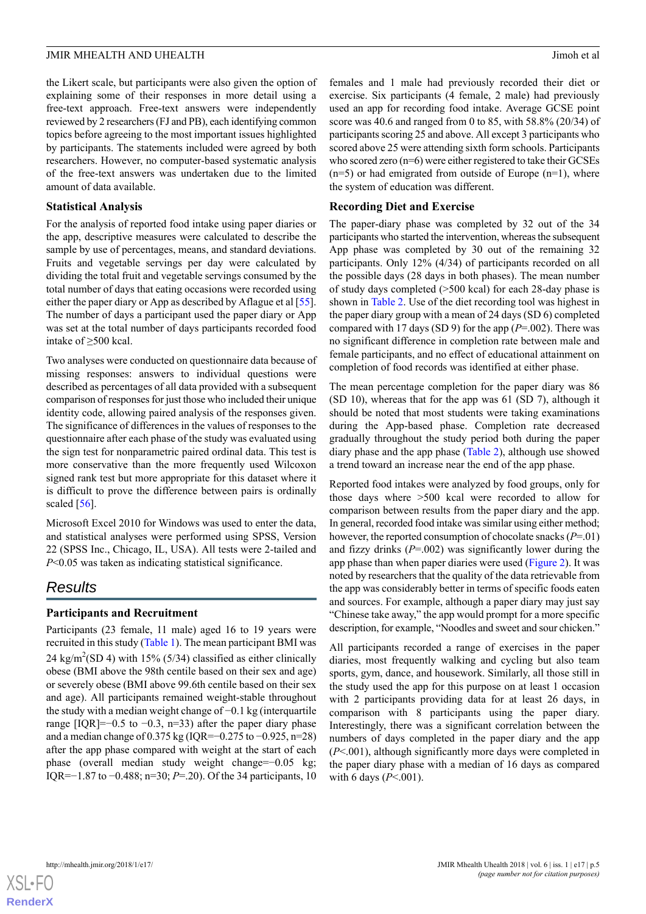the Likert scale, but participants were also given the option of explaining some of their responses in more detail using a free-text approach. Free-text answers were independently reviewed by 2 researchers (FJ and PB), each identifying common topics before agreeing to the most important issues highlighted by participants. The statements included were agreed by both researchers. However, no computer-based systematic analysis of the free-text answers was undertaken due to the limited amount of data available.

### Statistical Analysis

For the analysis of reported food intake using paper diaries or the app, descriptive measures were calculated to describe the sample by use of percentages, means, and standard deviations. Fruits and vegetable servings per day were calculated by dividing the total fruit and vegetable servings consumed by the total number of days that eating occasions were recorded using either the paper diary or App as described by Aflague et al [55]. The number of days a participant used the paper diary or App was set at the total number of days participants recorded food intake of ≥500 kcal.

Two analyses were conducted on questionnaire data because of missing responses: answers to individual questions were described as percentages of all data provided with a subsequent comparison of responses for just those who included their unique identity code, allowing paired analysis of the responses given. The significance of differences in the values of responses to the questionnaire after each phase of the study was evaluated using the sign test for nonparametric paired ordinal data. This test is more conservative than the more frequently used Wilcoxon signed rank test but more appropriate for this dataset where it is difficult to prove the difference between pairs is ordinally scaled [56].

Microsoft Excel 2010 for Windows was used to enter the data, and statistical analyses were performed using SPSS, Version 22 (SPSS Inc., Chicago, IL, USA). All tests were 2-tailed and $P<0.05$ was taken as indicating statistical significance.

## Results

### Participants and Recruitment

Participants (23 female, 11 male) aged 16 to 19 years were recruited in this study (Table 1). The mean participant BMI was 24 $kg/m^2$(SD 4) with 15% (5/34) classified as either clinically obese (BMI above the 98th centile based on their sex and age) or severely obese (BMI above 99.6th centile based on their sex and age). All participants remained weight-stable throughout the study with a median weight change of −0.1 kg (interquartile range [IQR]=−0.5 to −0.3, n=33) after the paper diary phase and a median change of 0.375 kg (IQR=−0.275 to −0.925, n=28) after the app phase compared with weight at the start of each phase (overall median study weight change=−0.05 kg; IQR=−1.87 to −0.488; n=30; $P$=.20). Of the 34 participants, 10 females and 1 male had previously recorded their diet or exercise. Six participants (4 female, 2 male) had previously used an app for recording food intake. Average GCSE point score was 40.6 and ranged from 0 to 85, with 58.8% (20/34) of participants scoring 25 and above. All except 3 participants who scored above 25 were attending sixth form schools. Participants who scored zero (n=6) were either registered to take their GCSEs (n=5) or had emigrated from outside of Europe (n=1), where the system of education was different.

### Recording Diet and Exercise

The paper-diary phase was completed by 32 out of the 34 participants who started the intervention, whereas the subsequent App phase was completed by 30 out of the remaining 32 participants. Only 12% (4/34) of participants recorded on all the possible days (28 days in both phases). The mean number of study days completed (>500 kcal) for each 28-day phase is shown in Table 2. Use of the diet recording tool was highest in the paper diary group with a mean of 24 days (SD 6) completed compared with 17 days (SD 9) for the app ($P$=.002). There was no significant difference in completion rate between male and female participants, and no effect of educational attainment on completion of food records was identified at either phase.

The mean percentage completion for the paper diary was 86 (SD 10), whereas that for the app was 61 (SD 7), although it should be noted that most students were taking examinations during the App-based phase. Completion rate decreased gradually throughout the study period both during the paper diary phase and the app phase (Table 2), although use showed a trend toward an increase near the end of the app phase.

Reported food intakes were analyzed by food groups, only for those days where >500 kcal were recorded to allow for comparison between results from the paper diary and the app. In general, recorded food intake was similar using either method; however, the reported consumption of chocolate snacks ($P$=.01) and fizzy drinks ($P$=.002) was significantly lower during the app phase than when paper diaries were used (Figure 2). It was noted by researchers that the quality of the data retrievable from the app was considerably better in terms of specific foods eaten and sources. For example, although a paper diary may just say "Chinese take away," the app would prompt for a more specific description, for example, "Noodles and sweet and sour chicken."

All participants recorded a range of exercises in the paper diaries, most frequently walking and cycling but also team sports, gym, dance, and housework. Similarly, all those still in the study used the app for this purpose on at least 1 occasion with 2 participants providing data for at least 26 days, in comparison with 8 participants using the paper diary. Interestingly, there was a significant correlation between the numbers of days completed in the paper diary and the app ($P$<.001), although significantly more days were completed in the paper diary phase with a median of 16 days as compared with 6 days ($P$<.001).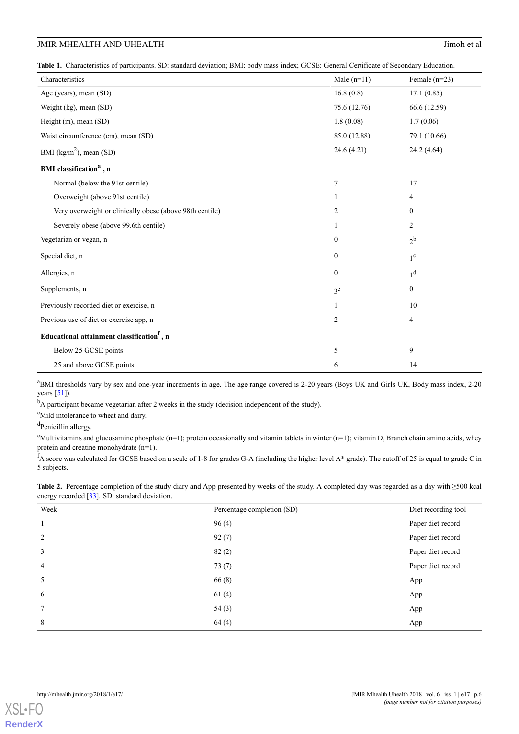**Table 1.** Characteristics of participants. SD: standard deviation; BMI: body mass index; GCSE: General Certificate of Secondary Education.

| Characteristics | Male (n=11) | Female (n=23) |
|---|---|---|
| Age (years), mean (SD) | 16.8 (0.8) | 17.1 (0.85) |
| Weight (kg), mean (SD) | 75.6 (12.76) | 66.6 (12.59) |
| Height (m), mean (SD) | 1.8 (0.08) | 1.7 (0.06) |
| Waist circumference (cm), mean (SD) | 85.0 (12.88) | 79.1 (10.66) |
| BMI (kg/m$^2$), mean (SD) | 24.6 (4.21) | 24.2 (4.64) |
| **BMI classification[a], n** | | |
| Normal (below the 91st centile) | 7 | 17 |
| Overweight (above 91st centile) | 1 | 4 |
| Very overweight or clinically obese (above 98th centile) | 2 | 0 |
| Severely obese (above 99.6th centile) | 1 | 2 |
| Vegetarian or vegan, n | 0 | 2[b] |
| Special diet, n | 0 | 1[c] |
| Allergies, n | 0 | 1[d] |
| Supplements, n | 3[e] | 0 |
| Previously recorded diet or exercise, n | 1 | 10 |
| Previous use of diet or exercise app, n | 2 | 4 |
| **Educational attainment classification[f], n** | | |
| Below 25 GCSE points | 5 | 9 |
| 25 and above GCSE points | 6 | 14 |

[a]BMI thresholds vary by sex and one-year increments in age. The age range covered is 2-20 years (Boys UK and Girls UK, Body mass index, 2-20 years [51]).

[b]A participant became vegetarian after 2 weeks in the study (decision independent of the study).

[c]Mild intolerance to wheat and dairy.

[d]Penicillin allergy.

[e]Multivitamins and glucosamine phosphate (n=1); protein occasionally and vitamin tablets in winter (n=1); vitamin D, Branch chain amino acids, whey protein and creatine monohydrate (n=1).

[f]A score was calculated for GCSE based on a scale of 1-8 for grades G-A (including the higher level A* grade). The cutoff of 25 is equal to grade C in 5 subjects.

**Table 2.** Percentage completion of the study diary and App presented by weeks of the study. A completed day was regarded as a day with ≥500 kcal energy recorded [33]. SD: standard deviation.

| Week | Percentage completion (SD) | Diet recording tool |
|---|---|---|
| 1 | 96 (4) | Paper diet record |
| 2 | 92 (7) | Paper diet record |
| 3 | 82 (2) | Paper diet record |
| 4 | 73 (7) | Paper diet record |
| 5 | 66 (8) | App |
| 6 | 61 (4) | App |
| 7 | 54 (3) | App |
| 8 | 64 (4) | App |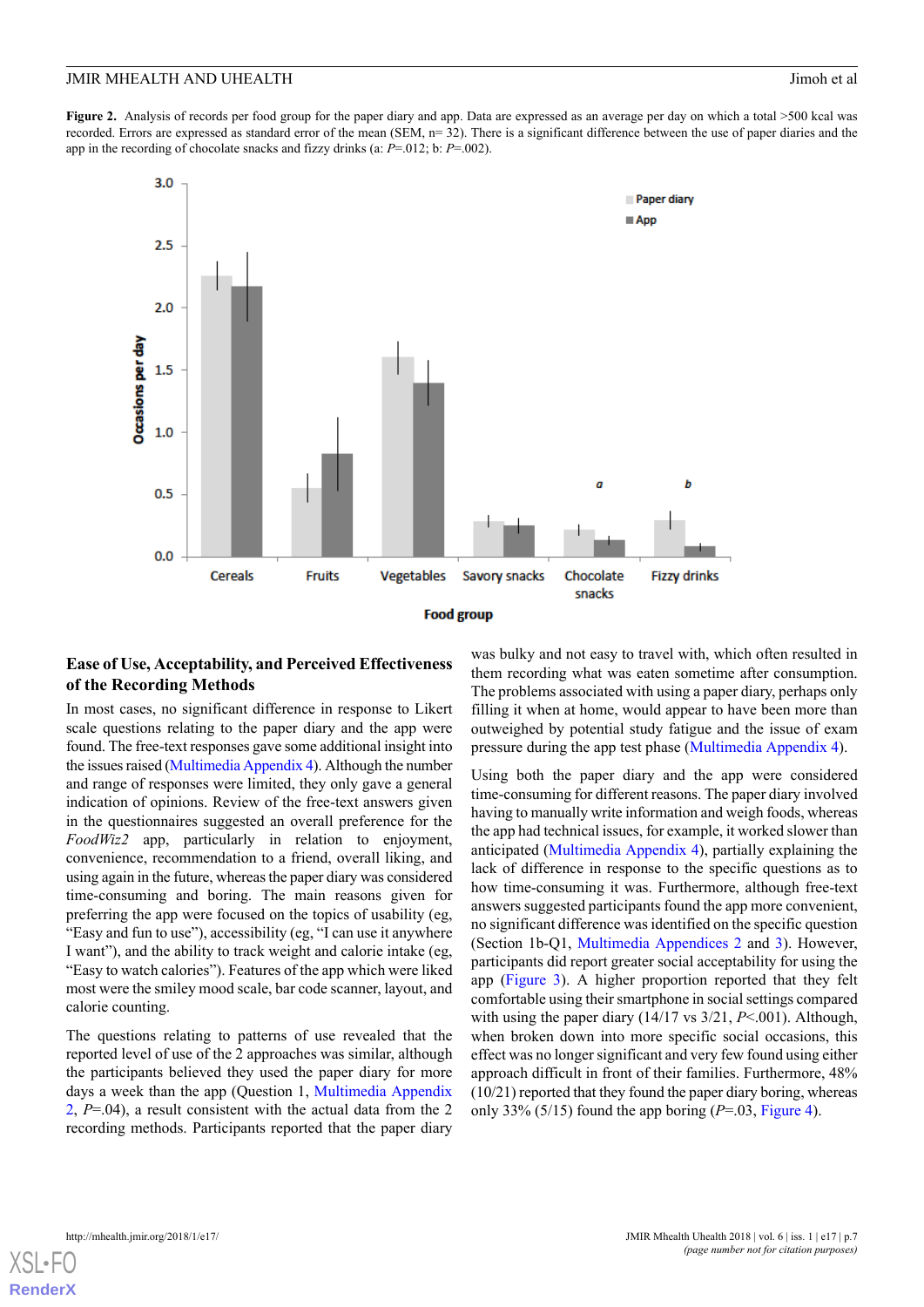**Figure 2.** Analysis of records per food group for the paper diary and app. Data are expressed as an average per day on which a total >500 kcal was recorded. Errors are expressed as standard error of the mean (SEM, n= 32). There is a significant difference between the use of paper diaries and the app in the recording of chocolate snacks and fizzy drinks (a: *P*=.012; b: *P*=.002).

3.0
2.5
2.0
1.5
1.0
0.5
0.0

Occasions per day

Paper diary
App

a
b

Cereals
Fruits
Vegetables
Savory snacks
Chocolate snacks
Fizzy drinks

Food group

### Ease of Use, Acceptability, and Perceived Effectiveness of the Recording Methods

In most cases, no significant difference in response to Likert scale questions relating to the paper diary and the app were found. The free-text responses gave some additional insight into the issues raised (Multimedia Appendix 4). Although the number and range of responses were limited, they only gave a general indication of opinions. Review of the free-text answers given in the questionnaires suggested an overall preference for the *FoodWiz2* app, particularly in relation to enjoyment, convenience, recommendation to a friend, overall liking, and using again in the future, whereas the paper diary was considered time-consuming and boring. The main reasons given for preferring the app were focused on the topics of usability (eg, "Easy and fun to use"), accessibility (eg, "I can use it anywhere I want"), and the ability to track weight and calorie intake (eg, "Easy to watch calories"). Features of the app which were liked most were the smiley mood scale, bar code scanner, layout, and calorie counting.

The questions relating to patterns of use revealed that the reported level of use of the 2 approaches was similar, although the participants believed they used the paper diary for more days a week than the app (Question 1, Multimedia Appendix 2, *P*=.04), a result consistent with the actual data from the 2 recording methods. Participants reported that the paper diary was bulky and not easy to travel with, which often resulted in them recording what was eaten sometime after consumption. The problems associated with using a paper diary, perhaps only filling it when at home, would appear to have been more than outweighed by potential study fatigue and the issue of exam pressure during the app test phase (Multimedia Appendix 4).

Using both the paper diary and the app were considered time-consuming for different reasons. The paper diary involved having to manually write information and weigh foods, whereas the app had technical issues, for example, it worked slower than anticipated (Multimedia Appendix 4), partially explaining the lack of difference in response to the specific questions as to how time-consuming it was. Furthermore, although free-text answers suggested participants found the app more convenient, no significant difference was identified on the specific question (Section 1b-Q1, Multimedia Appendices 2 and 3). However, participants did report greater social acceptability for using the app (Figure 3). A higher proportion reported that they felt comfortable using their smartphone in social settings compared with using the paper diary (14/17 vs 3/21, *P*<.001). Although, when broken down into more specific social occasions, this effect was no longer significant and very few found using either approach difficult in front of their families. Furthermore, 48% (10/21) reported that they found the paper diary boring, whereas only 33% (5/15) found the app boring (*P*=.03, Figure 4).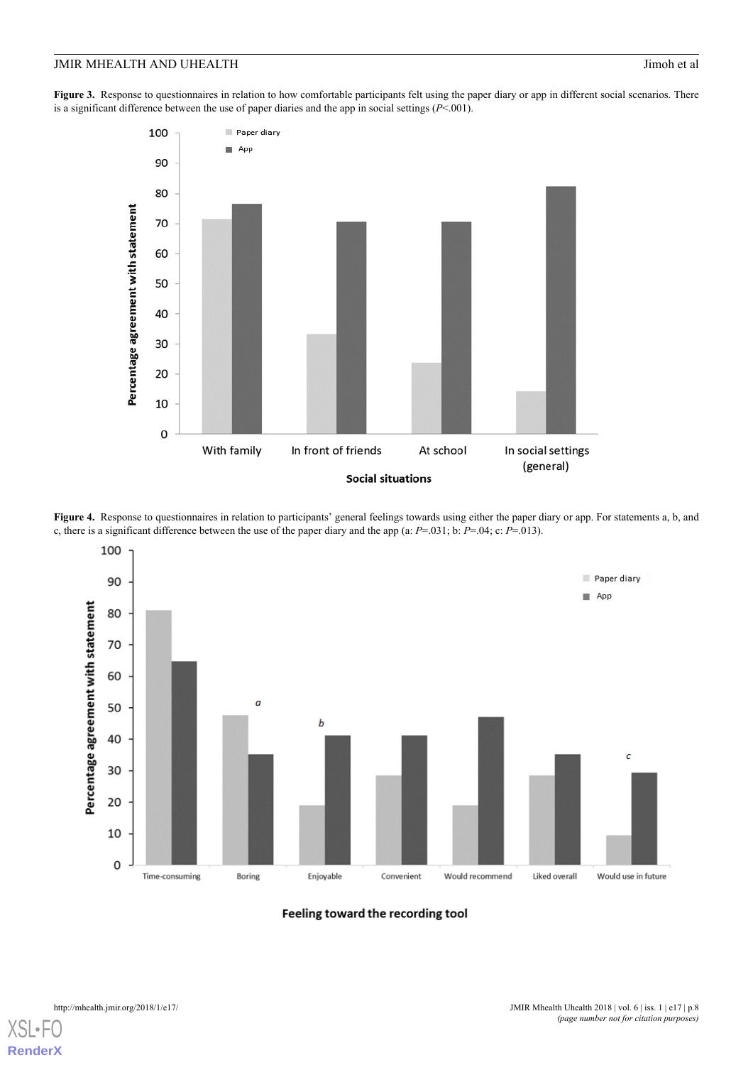**Figure 3.** Response to questionnaires in relation to how comfortable participants felt using the paper diary or app in different social scenarios. There is a significant difference between the use of paper diaries and the app in social settings ($P$<.001).

Paper diary
App

Percentage agreement with statement

100
90
80
70
60
50
40
30
20
10
0

With family
In front of friends
At school
In social settings (general)

Social situations

**Figure 4.** Response to questionnaires in relation to participants' general feelings towards using either the paper diary or app. For statements a, b, and c, there is a significant difference between the use of the paper diary and the app (a: $P$=.031; b: $P$=.04; c: $P$=.013).

Paper diary
App

Percentage agreement with statement

100
90
80
70
60
50
40
30
20
10
0

a
b
c

Time-consuming
Boring
Enjoyable
Convenient
Would recommend
Liked overall
Would use in future

Feeling toward the recording tool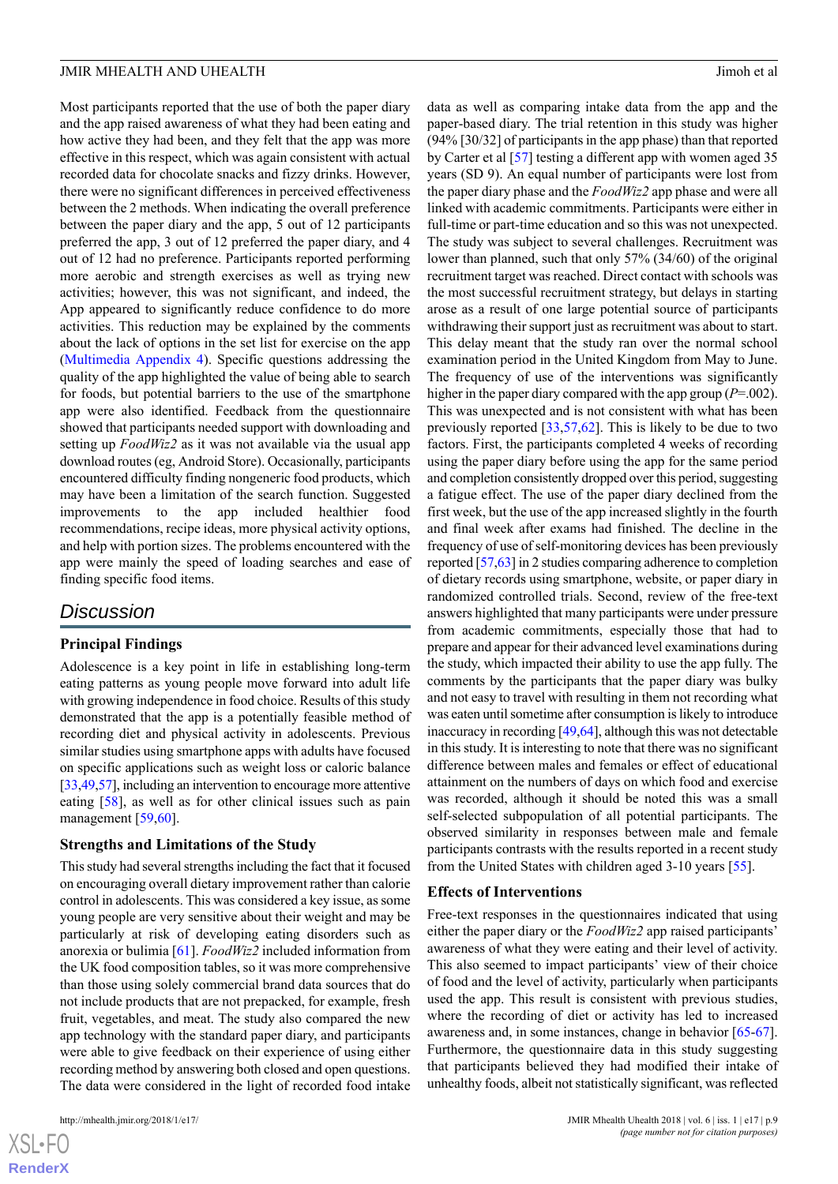Most participants reported that the use of both the paper diary and the app raised awareness of what they had been eating and how active they had been, and they felt that the app was more effective in this respect, which was again consistent with actual recorded data for chocolate snacks and fizzy drinks. However, there were no significant differences in perceived effectiveness between the 2 methods. When indicating the overall preference between the paper diary and the app, 5 out of 12 participants preferred the app, 3 out of 12 preferred the paper diary, and 4 out of 12 had no preference. Participants reported performing more aerobic and strength exercises as well as trying new activities; however, this was not significant, and indeed, the App appeared to significantly reduce confidence to do more activities. This reduction may be explained by the comments about the lack of options in the set list for exercise on the app (Multimedia Appendix 4). Specific questions addressing the quality of the app highlighted the value of being able to search for foods, but potential barriers to the use of the smartphone app were also identified. Feedback from the questionnaire showed that participants needed support with downloading and setting up *FoodWiz2* as it was not available via the usual app download routes (eg, Android Store). Occasionally, participants encountered difficulty finding nongeneric food products, which may have been a limitation of the search function. Suggested improvements to the app included healthier food recommendations, recipe ideas, more physical activity options, and help with portion sizes. The problems encountered with the app were mainly the speed of loading searches and ease of finding specific food items.

## Discussion

### Principal Findings

Adolescence is a key point in life in establishing long-term eating patterns as young people move forward into adult life with growing independence in food choice. Results of this study demonstrated that the app is a potentially feasible method of recording diet and physical activity in adolescents. Previous similar studies using smartphone apps with adults have focused on specific applications such as weight loss or caloric balance [33,49,57], including an intervention to encourage more attentive eating [58], as well as for other clinical issues such as pain management [59,60].

### Strengths and Limitations of the Study

This study had several strengths including the fact that it focused on encouraging overall dietary improvement rather than calorie control in adolescents. This was considered a key issue, as some young people are very sensitive about their weight and may be particularly at risk of developing eating disorders such as anorexia or bulimia [61]. *FoodWiz2* included information from the UK food composition tables, so it was more comprehensive than those using solely commercial brand data sources that do not include products that are not prepacked, for example, fresh fruit, vegetables, and meat. The study also compared the new app technology with the standard paper diary, and participants were able to give feedback on their experience of using either recording method by answering both closed and open questions. The data were considered in the light of recorded food intake data as well as comparing intake data from the app and the paper-based diary. The trial retention in this study was higher (94% [30/32] of participants in the app phase) than that reported by Carter et al [57] testing a different app with women aged 35 years (SD 9). An equal number of participants were lost from the paper diary phase and the *FoodWiz2* app phase and were all linked with academic commitments. Participants were either in full-time or part-time education and so this was not unexpected. The study was subject to several challenges. Recruitment was lower than planned, such that only 57% (34/60) of the original recruitment target was reached. Direct contact with schools was the most successful recruitment strategy, but delays in starting arose as a result of one large potential source of participants withdrawing their support just as recruitment was about to start. This delay meant that the study ran over the normal school examination period in the United Kingdom from May to June. The frequency of use of the interventions was significantly higher in the paper diary compared with the app group ($P$=.002). This was unexpected and is not consistent with what has been previously reported [33,57,62]. This is likely to be due to two factors. First, the participants completed 4 weeks of recording using the paper diary before using the app for the same period and completion consistently dropped over this period, suggesting a fatigue effect. The use of the paper diary declined from the first week, but the use of the app increased slightly in the fourth and final week after exams had finished. The decline in the frequency of use of self-monitoring devices has been previously reported [57,63] in 2 studies comparing adherence to completion of dietary records using smartphone, website, or paper diary in randomized controlled trials. Second, review of the free-text answers highlighted that many participants were under pressure from academic commitments, especially those that had to prepare and appear for their advanced level examinations during the study, which impacted their ability to use the app fully. The comments by the participants that the paper diary was bulky and not easy to travel with resulting in them not recording what was eaten until sometime after consumption is likely to introduce inaccuracy in recording [49,64], although this was not detectable in this study. It is interesting to note that there was no significant difference between males and females or effect of educational attainment on the numbers of days on which food and exercise was recorded, although it should be noted this was a small self-selected subpopulation of all potential participants. The observed similarity in responses between male and female participants contrasts with the results reported in a recent study from the United States with children aged 3-10 years [55].

### Effects of Interventions

Free-text responses in the questionnaires indicated that using either the paper diary or the *FoodWiz2* app raised participants' awareness of what they were eating and their level of activity. This also seemed to impact participants' view of their choice of food and the level of activity, particularly when participants used the app. This result is consistent with previous studies, where the recording of diet or activity has led to increased awareness and, in some instances, change in behavior [65-67]. Furthermore, the questionnaire data in this study suggesting that participants believed they had modified their intake of unhealthy foods, albeit not statistically significant, was reflected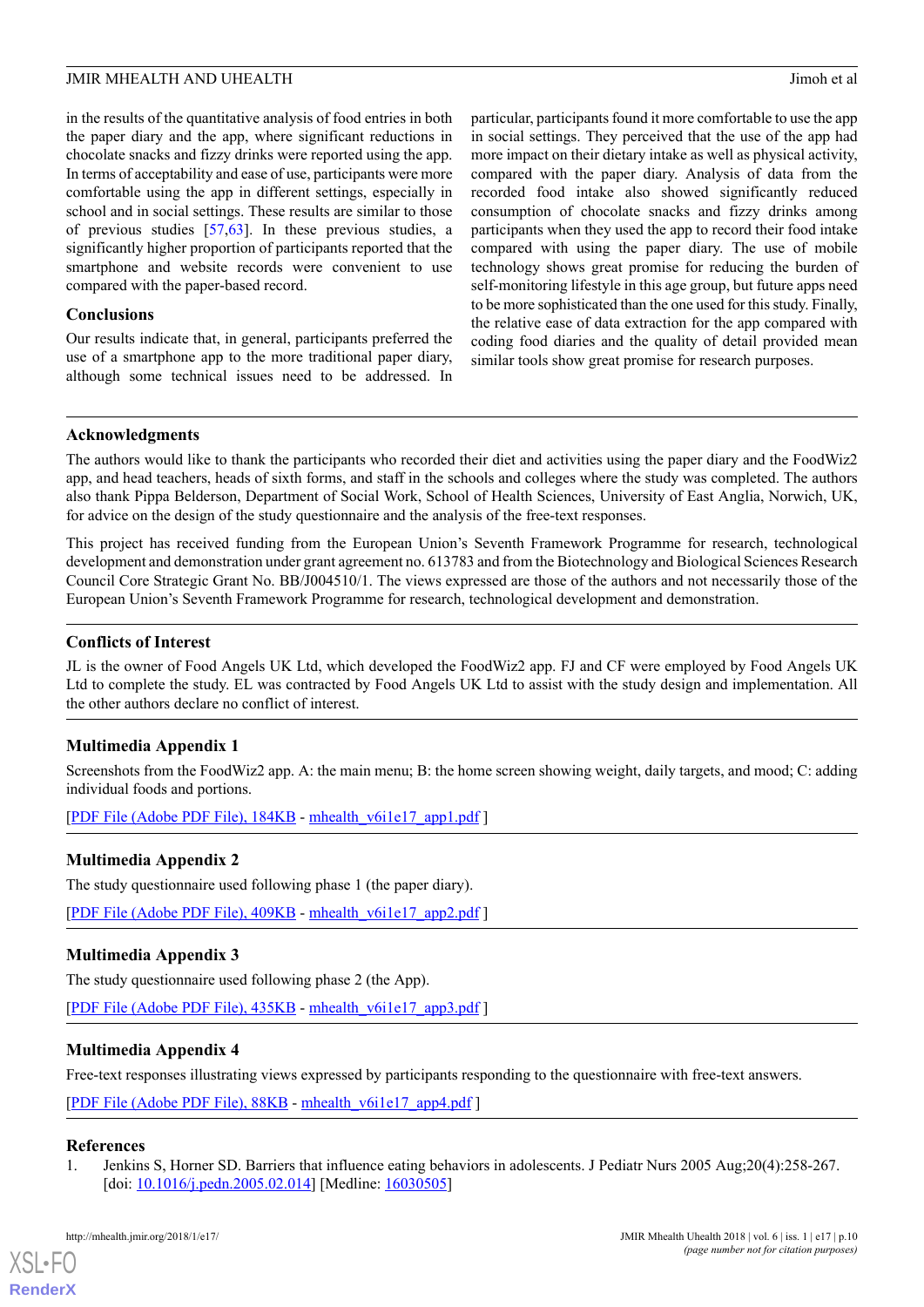in the results of the quantitative analysis of food entries in both the paper diary and the app, where significant reductions in chocolate snacks and fizzy drinks were reported using the app. In terms of acceptability and ease of use, participants were more comfortable using the app in different settings, especially in school and in social settings. These results are similar to those of previous studies [57,63]. In these previous studies, a significantly higher proportion of participants reported that the smartphone and website records were convenient to use compared with the paper-based record.

### Conclusions

Our results indicate that, in general, participants preferred the use of a smartphone app to the more traditional paper diary, although some technical issues need to be addressed. In particular, participants found it more comfortable to use the app in social settings. They perceived that the use of the app had more impact on their dietary intake as well as physical activity, compared with the paper diary. Analysis of data from the recorded food intake also showed significantly reduced consumption of chocolate snacks and fizzy drinks among participants when they used the app to record their food intake compared with using the paper diary. The use of mobile technology shows great promise for reducing the burden of self-monitoring lifestyle in this age group, but future apps need to be more sophisticated than the one used for this study. Finally, the relative ease of data extraction for the app compared with coding food diaries and the quality of detail provided mean similar tools show great promise for research purposes.

## Acknowledgments

The authors would like to thank the participants who recorded their diet and activities using the paper diary and the FoodWiz2 app, and head teachers, heads of sixth forms, and staff in the schools and colleges where the study was completed. The authors also thank Pippa Belderson, Department of Social Work, School of Health Sciences, University of East Anglia, Norwich, UK, for advice on the design of the study questionnaire and the analysis of the free-text responses.

This project has received funding from the European Union's Seventh Framework Programme for research, technological development and demonstration under grant agreement no. 613783 and from the Biotechnology and Biological Sciences Research Council Core Strategic Grant No. BB/J004510/1. The views expressed are those of the authors and not necessarily those of the European Union's Seventh Framework Programme for research, technological development and demonstration.

## Conflicts of Interest

JL is the owner of Food Angels UK Ltd, which developed the FoodWiz2 app. FJ and CF were employed by Food Angels UK Ltd to complete the study. EL was contracted by Food Angels UK Ltd to assist with the study design and implementation. All the other authors declare no conflict of interest.

## Multimedia Appendix 1

Screenshots from the FoodWiz2 app. A: the main menu; B: the home screen showing weight, daily targets, and mood; C: adding individual foods and portions.

[PDF File (Adobe PDF File), 184KB - mhealth_v6i1e17_app1.pdf ]

## Multimedia Appendix 2

The study questionnaire used following phase 1 (the paper diary).

[PDF File (Adobe PDF File), 409KB - mhealth_v6i1e17_app2.pdf ]

## Multimedia Appendix 3

The study questionnaire used following phase 2 (the App).

[PDF File (Adobe PDF File), 435KB - mhealth_v6i1e17_app3.pdf ]

## Multimedia Appendix 4

Free-text responses illustrating views expressed by participants responding to the questionnaire with free-text answers.

[PDF File (Adobe PDF File), 88KB - mhealth_v6i1e17_app4.pdf ]

## References

1. Jenkins S, Horner SD. Barriers that influence eating behaviors in adolescents. J Pediatr Nurs 2005 Aug;20(4):258-267. [doi: 10.1016/j.pedn.2005.02.014] [Medline: 16030505]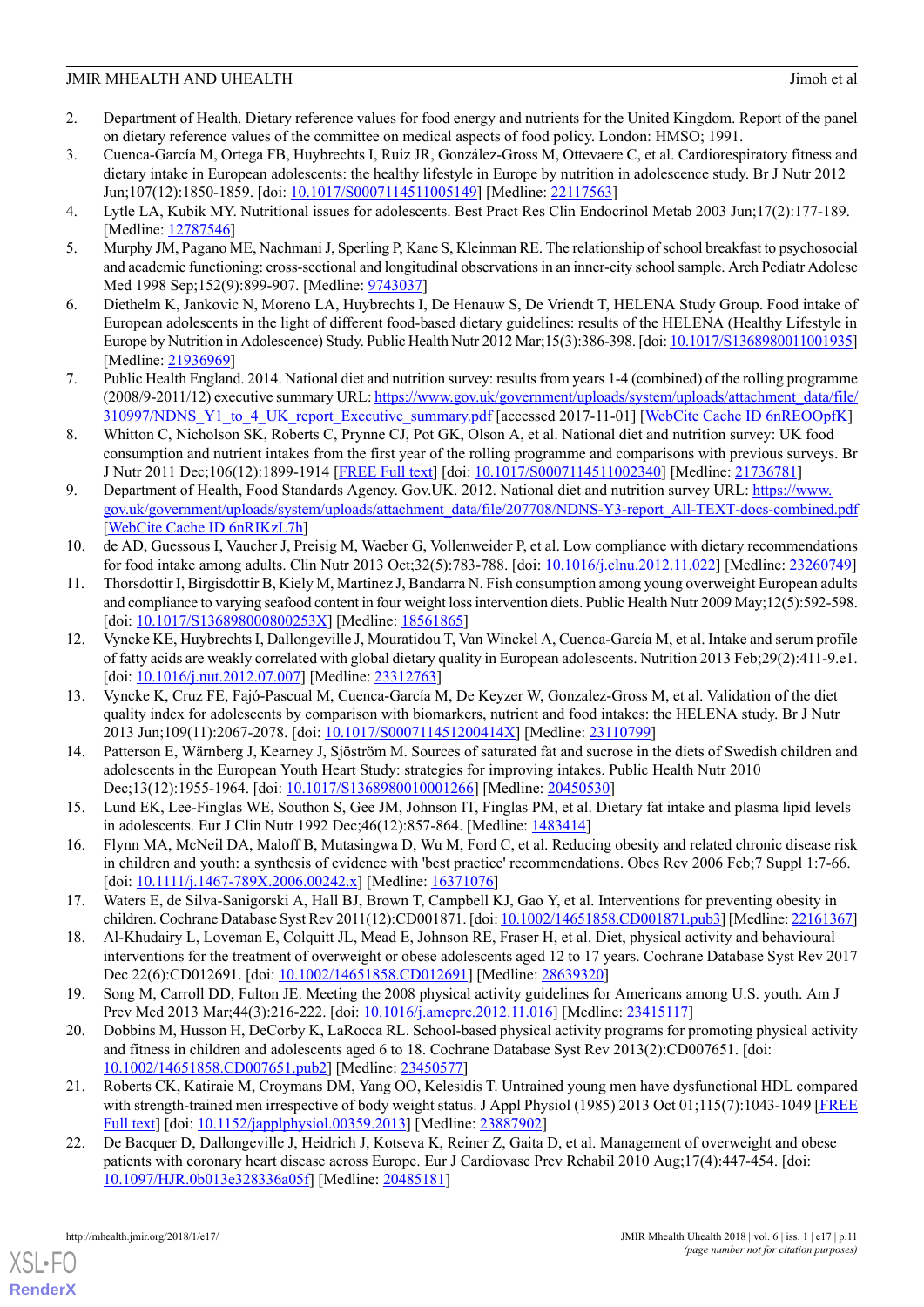2. Department of Health. Dietary reference values for food energy and nutrients for the United Kingdom. Report of the panel on dietary reference values of the committee on medical aspects of food policy. London: HMSO; 1991.
3. Cuenca-García M, Ortega FB, Huybrechts I, Ruiz JR, González-Gross M, Ottevaere C, et al. Cardiorespiratory fitness and dietary intake in European adolescents: the healthy lifestyle in Europe by nutrition in adolescence study. Br J Nutr 2012 Jun;107(12):1850-1859. [doi: 10.1017/S0007114511005149] [Medline: 22117563]
4. Lytle LA, Kubik MY. Nutritional issues for adolescents. Best Pract Res Clin Endocrinol Metab 2003 Jun;17(2):177-189. [Medline: 12787546]
5. Murphy JM, Pagano ME, Nachmani J, Sperling P, Kane S, Kleinman RE. The relationship of school breakfast to psychosocial and academic functioning: cross-sectional and longitudinal observations in an inner-city school sample. Arch Pediatr Adolesc Med 1998 Sep;152(9):899-907. [Medline: 9743037]
6. Diethelm K, Jankovic N, Moreno LA, Huybrechts I, De Henauw S, De Vriendt T, HELENA Study Group. Food intake of European adolescents in the light of different food-based dietary guidelines: results of the HELENA (Healthy Lifestyle in Europe by Nutrition in Adolescence) Study. Public Health Nutr 2012 Mar;15(3):386-398. [doi: 10.1017/S1368980011001935] [Medline: 21936969]
7. Public Health England. 2014. National diet and nutrition survey: results from years 1-4 (combined) of the rolling programme (2008/9-2011/12) executive summary URL: https://www.gov.uk/government/uploads/system/uploads/attachment_data/file/310997/NDNS_Y1_to_4_UK_report_Executive_summary.pdf [accessed 2017-11-01] [WebCite Cache ID 6nREOOpfK]
8. Whitton C, Nicholson SK, Roberts C, Prynne CJ, Pot GK, Olson A, et al. National diet and nutrition survey: UK food consumption and nutrient intakes from the first year of the rolling programme and comparisons with previous surveys. Br J Nutr 2011 Dec;106(12):1899-1914 [FREE Full text] [doi: 10.1017/S0007114511002340] [Medline: 21736781]
9. Department of Health, Food Standards Agency. Gov.UK. 2012. National diet and nutrition survey URL: https://www.gov.uk/government/uploads/system/uploads/attachment_data/file/207708/NDNS-Y3-report_All-TEXT-docs-combined.pdf [WebCite Cache ID 6nRIKzL7h]
10. de AD, Guessous I, Vaucher J, Preisig M, Waeber G, Vollenweider P, et al. Low compliance with dietary recommendations for food intake among adults. Clin Nutr 2013 Oct;32(5):783-788. [doi: 10.1016/j.clnu.2012.11.022] [Medline: 23260749]
11. Thorsdottir I, Birgisdottir B, Kiely M, Martinez J, Bandarra N. Fish consumption among young overweight European adults and compliance to varying seafood content in four weight loss intervention diets. Public Health Nutr 2009 May;12(5):592-598. [doi: 10.1017/S136898000800253X] [Medline: 18561865]
12. Vyncke KE, Huybrechts I, Dallongeville J, Mouratidou T, Van Winckel A, Cuenca-García M, et al. Intake and serum profile of fatty acids are weakly correlated with global dietary quality in European adolescents. Nutrition 2013 Feb;29(2):411-9.e1. [doi: 10.1016/j.nut.2012.07.007] [Medline: 23312763]
13. Vyncke K, Cruz FE, Fajó-Pascual M, Cuenca-García M, De Keyzer W, Gonzalez-Gross M, et al. Validation of the diet quality index for adolescents by comparison with biomarkers, nutrient and food intakes: the HELENA study. Br J Nutr 2013 Jun;109(11):2067-2078. [doi: 10.1017/S000711451200414X] [Medline: 23110799]
14. Patterson E, Wärnberg J, Kearney J, Sjöström M. Sources of saturated fat and sucrose in the diets of Swedish children and adolescents in the European Youth Heart Study: strategies for improving intakes. Public Health Nutr 2010 Dec;13(12):1955-1964. [doi: 10.1017/S1368980010001266] [Medline: 20450530]
15. Lund EK, Lee-Finglas WE, Southon S, Gee JM, Johnson IT, Finglas PM, et al. Dietary fat intake and plasma lipid levels in adolescents. Eur J Clin Nutr 1992 Dec;46(12):857-864. [Medline: 1483414]
16. Flynn MA, McNeil DA, Maloff B, Mutasingwa D, Wu M, Ford C, et al. Reducing obesity and related chronic disease risk in children and youth: a synthesis of evidence with 'best practice' recommendations. Obes Rev 2006 Feb;7 Suppl 1:7-66. [doi: 10.1111/j.1467-789X.2006.00242.x] [Medline: 16371076]
17. Waters E, de Silva-Sanigorski A, Hall BJ, Brown T, Campbell KJ, Gao Y, et al. Interventions for preventing obesity in children. Cochrane Database Syst Rev 2011(12):CD001871. [doi: 10.1002/14651858.CD001871.pub3] [Medline: 22161367]
18. Al-Khudairy L, Loveman E, Colquitt JL, Mead E, Johnson RE, Fraser H, et al. Diet, physical activity and behavioural interventions for the treatment of overweight or obese adolescents aged 12 to 17 years. Cochrane Database Syst Rev 2017 Dec 22(6):CD012691. [doi: 10.1002/14651858.CD012691] [Medline: 28639320]
19. Song M, Carroll DD, Fulton JE. Meeting the 2008 physical activity guidelines for Americans among U.S. youth. Am J Prev Med 2013 Mar;44(3):216-222. [doi: 10.1016/j.amepre.2012.11.016] [Medline: 23415117]
20. Dobbins M, Husson H, DeCorby K, LaRocca RL. School-based physical activity programs for promoting physical activity and fitness in children and adolescents aged 6 to 18. Cochrane Database Syst Rev 2013(2):CD007651. [doi: 10.1002/14651858.CD007651.pub2] [Medline: 23450577]
21. Roberts CK, Katiraie M, Croymans DM, Yang OO, Kelesidis T. Untrained young men have dysfunctional HDL compared with strength-trained men irrespective of body weight status. J Appl Physiol (1985) 2013 Oct 01;115(7):1043-1049 [FREE Full text] [doi: 10.1152/japplphysiol.00359.2013] [Medline: 23887902]
22. De Bacquer D, Dallongeville J, Heidrich J, Kotseva K, Reiner Z, Gaita D, et al. Management of overweight and obese patients with coronary heart disease across Europe. Eur J Cardiovasc Prev Rehabil 2010 Aug;17(4):447-454. [doi: 10.1097/HJR.0b013e328336a05f] [Medline: 20485181]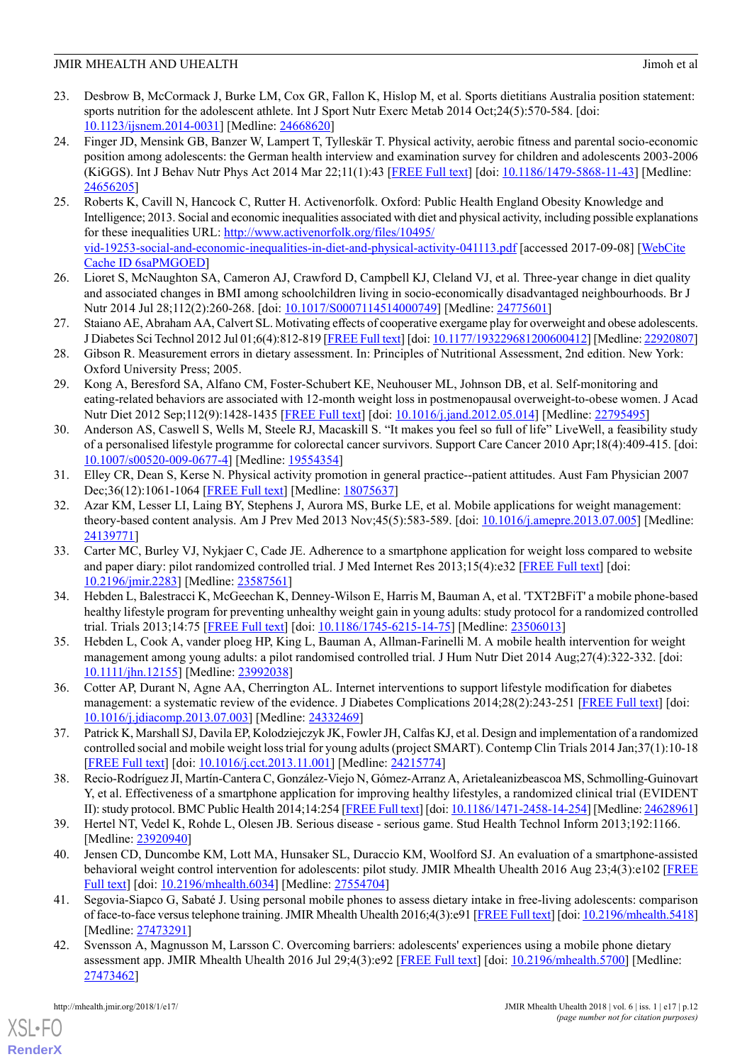23. Desbrow B, McCormack J, Burke LM, Cox GR, Fallon K, Hislop M, et al. Sports dietitians Australia position statement: sports nutrition for the adolescent athlete. Int J Sport Nutr Exerc Metab 2014 Oct;24(5):570-584. [doi: 10.1123/ijsnem.2014-0031] [Medline: 24668620]
24. Finger JD, Mensink GB, Banzer W, Lampert T, Tylleskär T. Physical activity, aerobic fitness and parental socio-economic position among adolescents: the German health interview and examination survey for children and adolescents 2003-2006 (KiGGS). Int J Behav Nutr Phys Act 2014 Mar 22;11(1):43 [FREE Full text] [doi: 10.1186/1479-5868-11-43] [Medline: 24656205]
25. Roberts K, Cavill N, Hancock C, Rutter H. Activenorfolk. Oxford: Public Health England Obesity Knowledge and Intelligence; 2013. Social and economic inequalities associated with diet and physical activity, including possible explanations for these inequalities URL: http://www.activenorfolk.org/files/10495/vid-19253-social-and-economic-inequalities-in-diet-and-physical-activity-041113.pdf [accessed 2017-09-08] [WebCite Cache ID 6saPMGOED]
26. Lioret S, McNaughton SA, Cameron AJ, Crawford D, Campbell KJ, Cleland VJ, et al. Three-year change in diet quality and associated changes in BMI among schoolchildren living in socio-economically disadvantaged neighbourhoods. Br J Nutr 2014 Jul 28;112(2):260-268. [doi: 10.1017/S0007114514000749] [Medline: 24775601]
27. Staiano AE, Abraham AA, Calvert SL. Motivating effects of cooperative exergame play for overweight and obese adolescents. J Diabetes Sci Technol 2012 Jul 01;6(4):812-819 [FREE Full text] [doi: 10.1177/193229681200600412] [Medline: 22920807]
28. Gibson R. Measurement errors in dietary assessment. In: Principles of Nutritional Assessment, 2nd edition. New York: Oxford University Press; 2005.
29. Kong A, Beresford SA, Alfano CM, Foster-Schubert KE, Neuhouser ML, Johnson DB, et al. Self-monitoring and eating-related behaviors are associated with 12-month weight loss in postmenopausal overweight-to-obese women. J Acad Nutr Diet 2012 Sep;112(9):1428-1435 [FREE Full text] [doi: 10.1016/j.jand.2012.05.014] [Medline: 22795495]
30. Anderson AS, Caswell S, Wells M, Steele RJ, Macaskill S. “It makes you feel so full of life” LiveWell, a feasibility study of a personalised lifestyle programme for colorectal cancer survivors. Support Care Cancer 2010 Apr;18(4):409-415. [doi: 10.1007/s00520-009-0677-4] [Medline: 19554354]
31. Elley CR, Dean S, Kerse N. Physical activity promotion in general practice--patient attitudes. Aust Fam Physician 2007 Dec;36(12):1061-1064 [FREE Full text] [Medline: 18075637]
32. Azar KM, Lesser LI, Laing BY, Stephens J, Aurora MS, Burke LE, et al. Mobile applications for weight management: theory-based content analysis. Am J Prev Med 2013 Nov;45(5):583-589. [doi: 10.1016/j.amepre.2013.07.005] [Medline: 24139771]
33. Carter MC, Burley VJ, Nykjaer C, Cade JE. Adherence to a smartphone application for weight loss compared to website and paper diary: pilot randomized controlled trial. J Med Internet Res 2013;15(4):e32 [FREE Full text] [doi: 10.2196/jmir.2283] [Medline: 23587561]
34. Hebden L, Balestracci K, McGeechan K, Denney-Wilson E, Harris M, Bauman A, et al. 'TXT2BFiT' a mobile phone-based healthy lifestyle program for preventing unhealthy weight gain in young adults: study protocol for a randomized controlled trial. Trials 2013;14:75 [FREE Full text] [doi: 10.1186/1745-6215-14-75] [Medline: 23506013]
35. Hebden L, Cook A, vander ploeg HP, King L, Bauman A, Allman-Farinelli M. A mobile health intervention for weight management among young adults: a pilot randomised controlled trial. J Hum Nutr Diet 2014 Aug;27(4):322-332. [doi: 10.1111/jhn.12155] [Medline: 23992038]
36. Cotter AP, Durant N, Agne AA, Cherrington AL. Internet interventions to support lifestyle modification for diabetes management: a systematic review of the evidence. J Diabetes Complications 2014;28(2):243-251 [FREE Full text] [doi: 10.1016/j.jdiacomp.2013.07.003] [Medline: 24332469]
37. Patrick K, Marshall SJ, Davila EP, Kolodziejczyk JK, Fowler JH, Calfas KJ, et al. Design and implementation of a randomized controlled social and mobile weight loss trial for young adults (project SMART). Contemp Clin Trials 2014 Jan;37(1):10-18 [FREE Full text] [doi: 10.1016/j.cct.2013.11.001] [Medline: 24215774]
38. Recio-Rodríguez JI, Martín-Cantera C, González-Viejo N, Gómez-Arranz A, Arietaleanizbeascoa MS, Schmolling-Guinovart Y, et al. Effectiveness of a smartphone application for improving healthy lifestyles, a randomized clinical trial (EVIDENT II): study protocol. BMC Public Health 2014;14:254 [FREE Full text] [doi: 10.1186/1471-2458-14-254] [Medline: 24628961]
39. Hertel NT, Vedel K, Rohde L, Olesen JB. Serious disease - serious game. Stud Health Technol Inform 2013;192:1166. [Medline: 23920940]
40. Jensen CD, Duncombe KM, Lott MA, Hunsaker SL, Duraccio KM, Woolford SJ. An evaluation of a smartphone-assisted behavioral weight control intervention for adolescents: pilot study. JMIR Mhealth Uhealth 2016 Aug 23;4(3):e102 [FREE Full text] [doi: 10.2196/mhealth.6034] [Medline: 27554704]
41. Segovia-Siapco G, Sabaté J. Using personal mobile phones to assess dietary intake in free-living adolescents: comparison of face-to-face versus telephone training. JMIR Mhealth Uhealth 2016;4(3):e91 [FREE Full text] [doi: 10.2196/mhealth.5418] [Medline: 27473291]
42. Svensson A, Magnusson M, Larsson C. Overcoming barriers: adolescents' experiences using a mobile phone dietary assessment app. JMIR Mhealth Uhealth 2016 Jul 29;4(3):e92 [FREE Full text] [doi: 10.2196/mhealth.5700] [Medline: 27473462]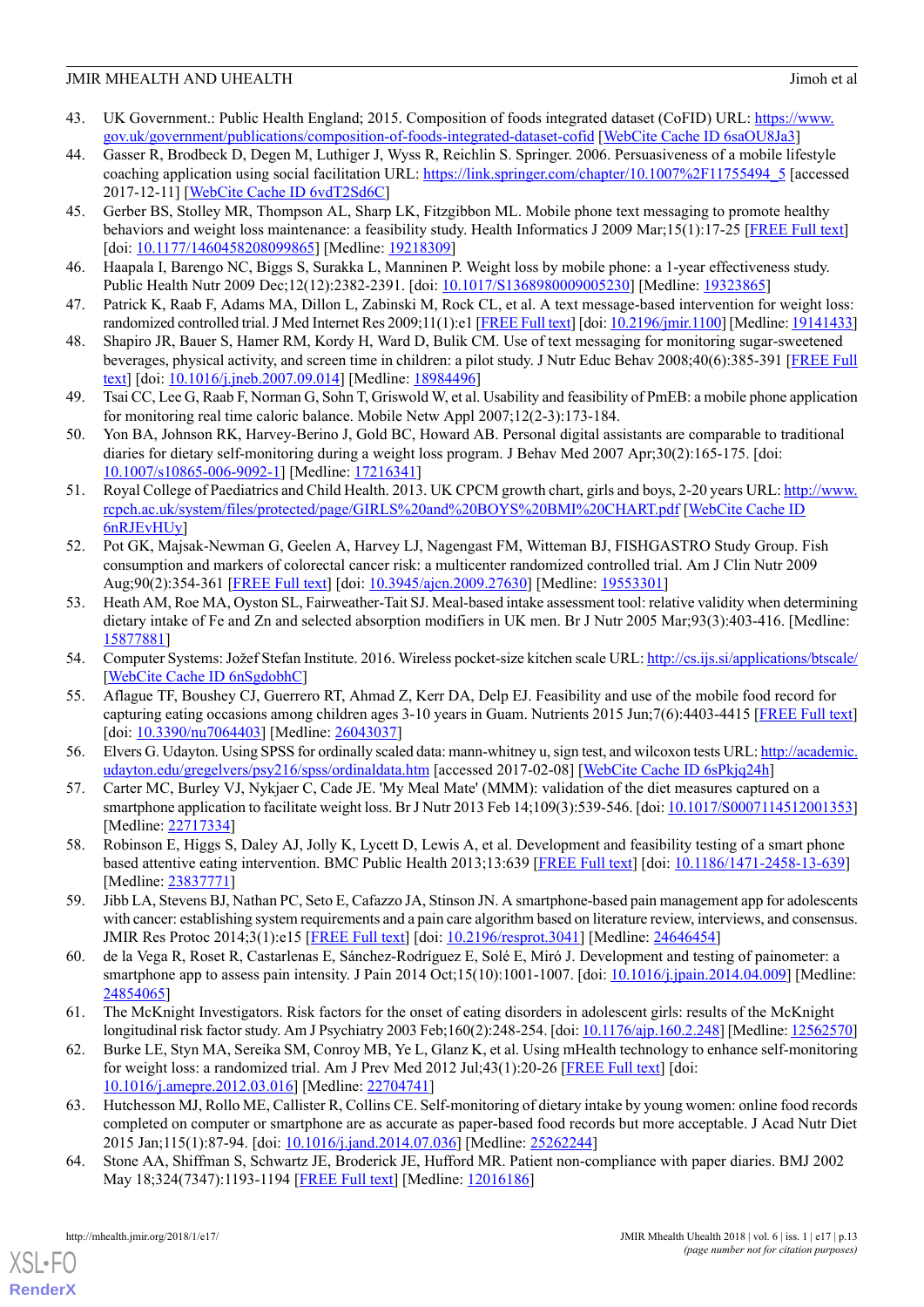43. UK Government.: Public Health England; 2015. Composition of foods integrated dataset (CoFID) URL: https://www.gov.uk/government/publications/composition-of-foods-integrated-dataset-cofid [WebCite Cache ID 6saOU8Ja3]
44. Gasser R, Brodbeck D, Degen M, Luthiger J, Wyss R, Reichlin S. Springer. 2006. Persuasiveness of a mobile lifestyle coaching application using social facilitation URL: https://link.springer.com/chapter/10.1007%2F11755494_5 [accessed 2017-12-11] [WebCite Cache ID 6vdT2Sd6C]
45. Gerber BS, Stolley MR, Thompson AL, Sharp LK, Fitzgibbon ML. Mobile phone text messaging to promote healthy behaviors and weight loss maintenance: a feasibility study. Health Informatics J 2009 Mar;15(1):17-25 [FREE Full text] [doi: 10.1177/1460458208099865] [Medline: 19218309]
46. Haapala I, Barengo NC, Biggs S, Surakka L, Manninen P. Weight loss by mobile phone: a 1-year effectiveness study. Public Health Nutr 2009 Dec;12(12):2382-2391. [doi: 10.1017/S1368980009005230] [Medline: 19323865]
47. Patrick K, Raab F, Adams MA, Dillon L, Zabinski M, Rock CL, et al. A text message-based intervention for weight loss: randomized controlled trial. J Med Internet Res 2009;11(1):e1 [FREE Full text] [doi: 10.2196/jmir.1100] [Medline: 19141433]
48. Shapiro JR, Bauer S, Hamer RM, Kordy H, Ward D, Bulik CM. Use of text messaging for monitoring sugar-sweetened beverages, physical activity, and screen time in children: a pilot study. J Nutr Educ Behav 2008;40(6):385-391 [FREE Full text] [doi: 10.1016/j.jneb.2007.09.014] [Medline: 18984496]
49. Tsai CC, Lee G, Raab F, Norman G, Sohn T, Griswold W, et al. Usability and feasibility of PmEB: a mobile phone application for monitoring real time caloric balance. Mobile Netw Appl 2007;12(2-3):173-184.
50. Yon BA, Johnson RK, Harvey-Berino J, Gold BC, Howard AB. Personal digital assistants are comparable to traditional diaries for dietary self-monitoring during a weight loss program. J Behav Med 2007 Apr;30(2):165-175. [doi: 10.1007/s10865-006-9092-1] [Medline: 17216341]
51. Royal College of Paediatrics and Child Health. 2013. UK CPCM growth chart, girls and boys, 2-20 years URL: http://www.rcpch.ac.uk/system/files/protected/page/GIRLS%20and%20BOYS%20BMI%20CHART.pdf [WebCite Cache ID 6nRJEvHUy]
52. Pot GK, Majsak-Newman G, Geelen A, Harvey LJ, Nagengast FM, Witteman BJ, FISHGASTRO Study Group. Fish consumption and markers of colorectal cancer risk: a multicenter randomized controlled trial. Am J Clin Nutr 2009 Aug;90(2):354-361 [FREE Full text] [doi: 10.3945/ajcn.2009.27630] [Medline: 19553301]
53. Heath AM, Roe MA, Oyston SL, Fairweather-Tait SJ. Meal-based intake assessment tool: relative validity when determining dietary intake of Fe and Zn and selected absorption modifiers in UK men. Br J Nutr 2005 Mar;93(3):403-416. [Medline: 15877881]
54. Computer Systems: Jožef Stefan Institute. 2016. Wireless pocket-size kitchen scale URL: http://cs.ijs.si/applications/btscale/ [WebCite Cache ID 6nSgdobhC]
55. Aflague TF, Boushey CJ, Guerrero RT, Ahmad Z, Kerr DA, Delp EJ. Feasibility and use of the mobile food record for capturing eating occasions among children ages 3-10 years in Guam. Nutrients 2015 Jun;7(6):4403-4415 [FREE Full text] [doi: 10.3390/nu7064403] [Medline: 26043037]
56. Elvers G. Udayton. Using SPSS for ordinally scaled data: mann-whitney u, sign test, and wilcoxon tests URL: http://academic.udayton.edu/gregelvers/psy216/spss/ordinaldata.htm [accessed 2017-02-08] [WebCite Cache ID 6sPkjq24h]
57. Carter MC, Burley VJ, Nykjaer C, Cade JE. 'My Meal Mate' (MMM): validation of the diet measures captured on a smartphone application to facilitate weight loss. Br J Nutr 2013 Feb 14;109(3):539-546. [doi: 10.1017/S0007114512001353] [Medline: 22717334]
58. Robinson E, Higgs S, Daley AJ, Jolly K, Lycett D, Lewis A, et al. Development and feasibility testing of a smart phone based attentive eating intervention. BMC Public Health 2013;13:639 [FREE Full text] [doi: 10.1186/1471-2458-13-639] [Medline: 23837771]
59. Jibb LA, Stevens BJ, Nathan PC, Seto E, Cafazzo JA, Stinson JN. A smartphone-based pain management app for adolescents with cancer: establishing system requirements and a pain care algorithm based on literature review, interviews, and consensus. JMIR Res Protoc 2014;3(1):e15 [FREE Full text] [doi: 10.2196/resprot.3041] [Medline: 24646454]
60. de la Vega R, Roset R, Castarlenas E, Sánchez-Rodríguez E, Solé E, Miró J. Development and testing of painometer: a smartphone app to assess pain intensity. J Pain 2014 Oct;15(10):1001-1007. [doi: 10.1016/j.jpain.2014.04.009] [Medline: 24854065]
61. The McKnight Investigators. Risk factors for the onset of eating disorders in adolescent girls: results of the McKnight longitudinal risk factor study. Am J Psychiatry 2003 Feb;160(2):248-254. [doi: 10.1176/ajp.160.2.248] [Medline: 12562570]
62. Burke LE, Styn MA, Sereika SM, Conroy MB, Ye L, Glanz K, et al. Using mHealth technology to enhance self-monitoring for weight loss: a randomized trial. Am J Prev Med 2012 Jul;43(1):20-26 [FREE Full text] [doi: 10.1016/j.amepre.2012.03.016] [Medline: 22704741]
63. Hutchesson MJ, Rollo ME, Callister R, Collins CE. Self-monitoring of dietary intake by young women: online food records completed on computer or smartphone are as accurate as paper-based food records but more acceptable. J Acad Nutr Diet 2015 Jan;115(1):87-94. [doi: 10.1016/j.jand.2014.07.036] [Medline: 25262244]
64. Stone AA, Shiffman S, Schwartz JE, Broderick JE, Hufford MR. Patient non-compliance with paper diaries. BMJ 2002 May 18;324(7347):1193-1194 [FREE Full text] [Medline: 12016186]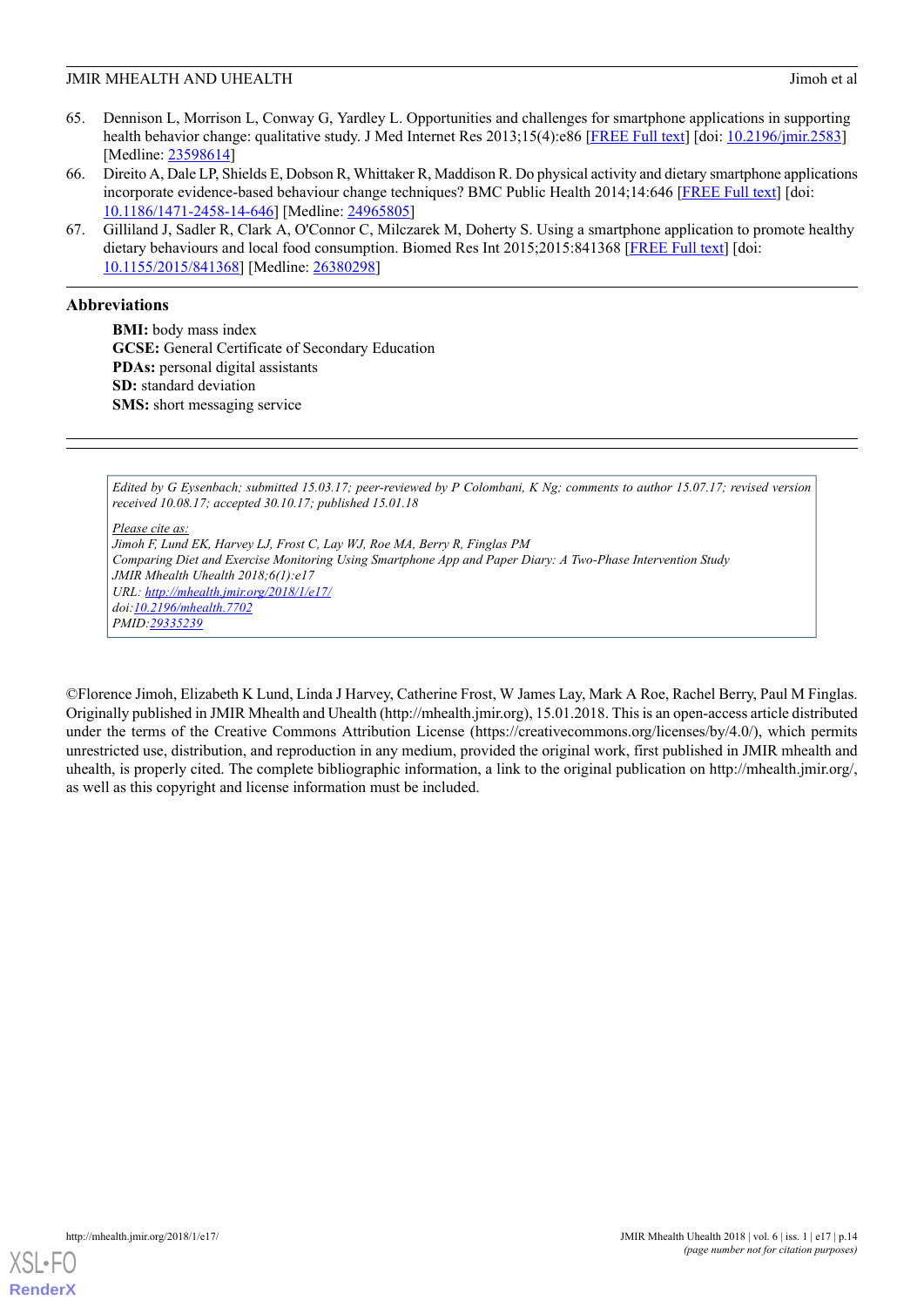65. Dennison L, Morrison L, Conway G, Yardley L. Opportunities and challenges for smartphone applications in supporting health behavior change: qualitative study. J Med Internet Res 2013;15(4):e86 [FREE Full text] [doi: 10.2196/jmir.2583] [Medline: 23598614]
66. Direito A, Dale LP, Shields E, Dobson R, Whittaker R, Maddison R. Do physical activity and dietary smartphone applications incorporate evidence-based behaviour change techniques? BMC Public Health 2014;14:646 [FREE Full text] [doi: 10.1186/1471-2458-14-646] [Medline: 24965805]
67. Gilliland J, Sadler R, Clark A, O'Connor C, Milczarek M, Doherty S. Using a smartphone application to promote healthy dietary behaviours and local food consumption. Biomed Res Int 2015;2015:841368 [FREE Full text] [doi: 10.1155/2015/841368] [Medline: 26380298]

## Abbreviations

**BMI:** body mass index
**GCSE:** General Certificate of Secondary Education
**PDAs:** personal digital assistants
**SD:** standard deviation
**SMS:** short messaging service

*Edited by G Eysenbach; submitted 15.03.17; peer-reviewed by P Colombani, K Ng; comments to author 15.07.17; revised version received 10.08.17; accepted 30.10.17; published 15.01.18*

*Please cite as:*
*Jimoh F, Lund EK, Harvey LJ, Frost C, Lay WJ, Roe MA, Berry R, Finglas PM*
*Comparing Diet and Exercise Monitoring Using Smartphone App and Paper Diary: A Two-Phase Intervention Study*
*JMIR Mhealth Uhealth 2018;6(1):e17*
*URL: http://mhealth.jmir.org/2018/1/e17/*
*doi:10.2196/mhealth.7702*
*PMID:29335239*

©Florence Jimoh, Elizabeth K Lund, Linda J Harvey, Catherine Frost, W James Lay, Mark A Roe, Rachel Berry, Paul M Finglas. Originally published in JMIR Mhealth and Uhealth (http://mhealth.jmir.org), 15.01.2018. This is an open-access article distributed under the terms of the Creative Commons Attribution License (https://creativecommons.org/licenses/by/4.0/), which permits unrestricted use, distribution, and reproduction in any medium, provided the original work, first published in JMIR mhealth and uhealth, is properly cited. The complete bibliographic information, a link to the original publication on http://mhealth.jmir.org/, as well as this copyright and license information must be included.